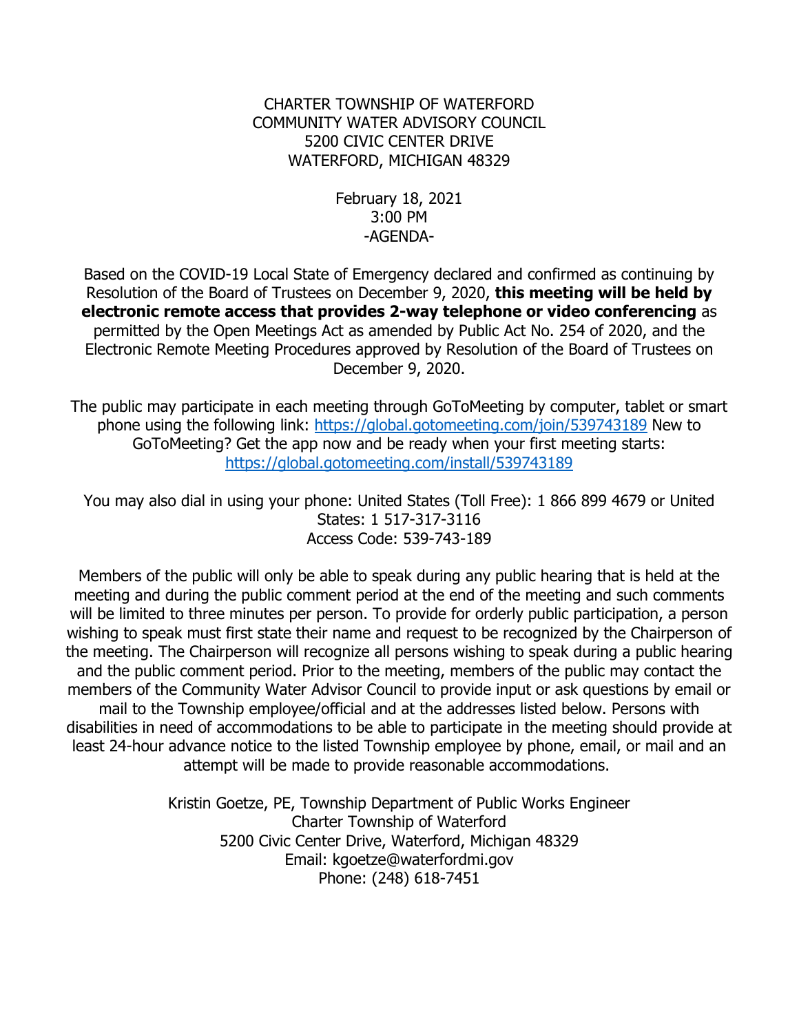CHARTER TOWNSHIP OF WATERFORD
COMMUNITY WATER ADVISORY COUNCIL
5200 CIVIC CENTER DRIVE
WATERFORD, MICHIGAN 48329

February 18, 2021
3:00 PM
-AGENDA-

Based on the COVID-19 Local State of Emergency declared and confirmed as continuing by Resolution of the Board of Trustees on December 9, 2020, **this meeting will be held by electronic remote access that provides 2-way telephone or video conferencing** as permitted by the Open Meetings Act as amended by Public Act No. 254 of 2020, and the Electronic Remote Meeting Procedures approved by Resolution of the Board of Trustees on December 9, 2020.

The public may participate in each meeting through GoToMeeting by computer, tablet or smart phone using the following link: https://global.gotomeeting.com/join/539743189 New to GoToMeeting? Get the app now and be ready when your first meeting starts: https://global.gotomeeting.com/install/539743189

You may also dial in using your phone: United States (Toll Free): 1 866 899 4679 or United States: 1 517-317-3116
Access Code: 539-743-189

Members of the public will only be able to speak during any public hearing that is held at the meeting and during the public comment period at the end of the meeting and such comments will be limited to three minutes per person. To provide for orderly public participation, a person wishing to speak must first state their name and request to be recognized by the Chairperson of the meeting. The Chairperson will recognize all persons wishing to speak during a public hearing and the public comment period. Prior to the meeting, members of the public may contact the members of the Community Water Advisor Council to provide input or ask questions by email or mail to the Township employee/official and at the addresses listed below. Persons with disabilities in need of accommodations to be able to participate in the meeting should provide at least 24-hour advance notice to the listed Township employee by phone, email, or mail and an attempt will be made to provide reasonable accommodations.

Kristin Goetze, PE, Township Department of Public Works Engineer
Charter Township of Waterford
5200 Civic Center Drive, Waterford, Michigan 48329
Email: kgoetze@waterfordmi.gov
Phone: (248) 618-7451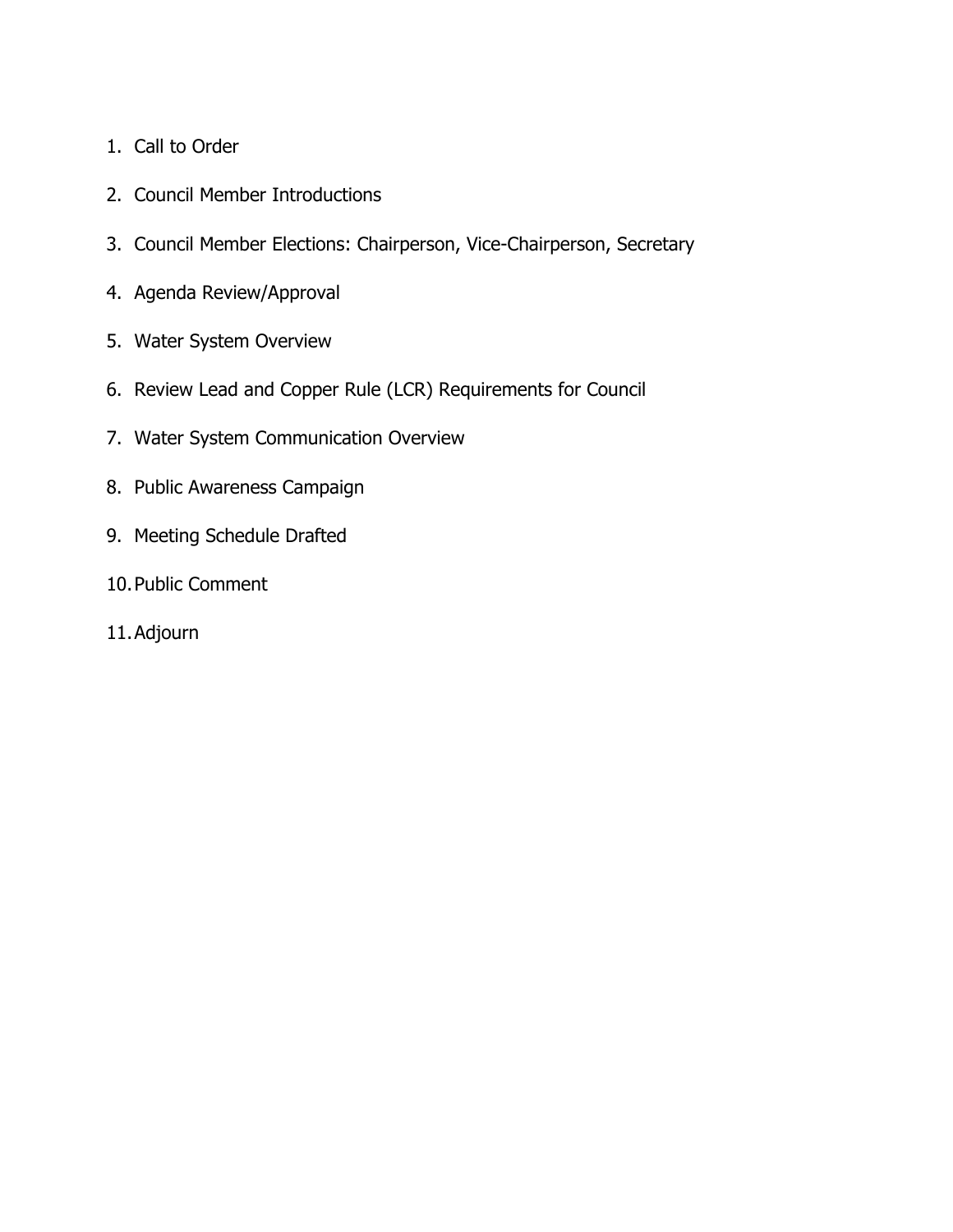1. Call to Order
2. Council Member Introductions
3. Council Member Elections: Chairperson, Vice-Chairperson, Secretary
4. Agenda Review/Approval
5. Water System Overview
6. Review Lead and Copper Rule (LCR) Requirements for Council
7. Water System Communication Overview
8. Public Awareness Campaign
9. Meeting Schedule Drafted
10. Public Comment
11. Adjourn